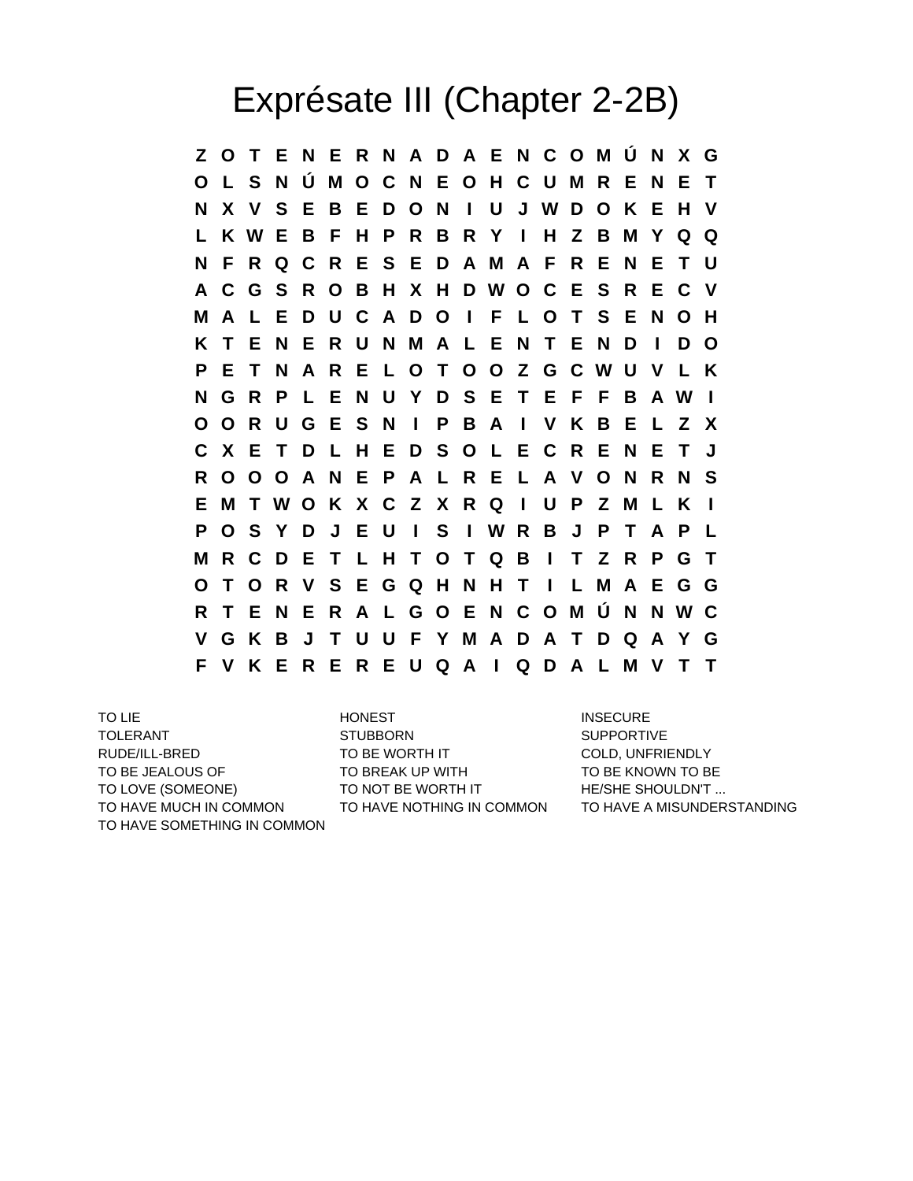# Exprésate III (Chapter 2-2B)

```
Z O T E N E R N A D A E N C O M Ú N X G
O L S N Ú M O C N E O H C U M R E N E T
N X V S E B E D O N I U J W D O K E H V
L K W E B F H P R B R Y I H Z B M Y Q Q
N F R Q C R E S E D A M A F R E N E T U
A C G S R O B H X H D W O C E S R E C V
M A L E D U C A D O I F L O T S E N O H
K T E N E R U N M A L E N T E N D I D O
P E T N A R E L O T O O Z G C W U V L K
N G R P L E N U Y D S E T E F F B A W I
O O R U G E S N I P B A I V K B E L Z X
C X E T D L H E D S O L E C R E N E T J
R O O O A N E P A L R E L A V O N R N S
E M T W O K X C Z X R Q I U P Z M L K I
P O S Y D J E U I S I W R B J P T A P L
M R C D E T L H T O T Q B I T Z R P G T
O T O R V S E G Q H N H T I L M A E G G
R T E N E R A L G O E N C O M Ú N N W C
V G K B J T U U F Y M A D A T D Q A Y G
F V K E R E R E U Q A I Q D A L M V T T
```

TO LIE
TOLERANT
RUDE/ILL-BRED
TO BE JEALOUS OF
TO LOVE (SOMEONE)
TO HAVE MUCH IN COMMON
TO HAVE SOMETHING IN COMMON

HONEST
STUBBORN
TO BE WORTH IT
TO BREAK UP WITH
TO NOT BE WORTH IT
TO HAVE NOTHING IN COMMON

INSECURE
SUPPORTIVE
COLD, UNFRIENDLY
TO BE KNOWN TO BE
HE/SHE SHOULDN'T ...
TO HAVE A MISUNDERSTANDING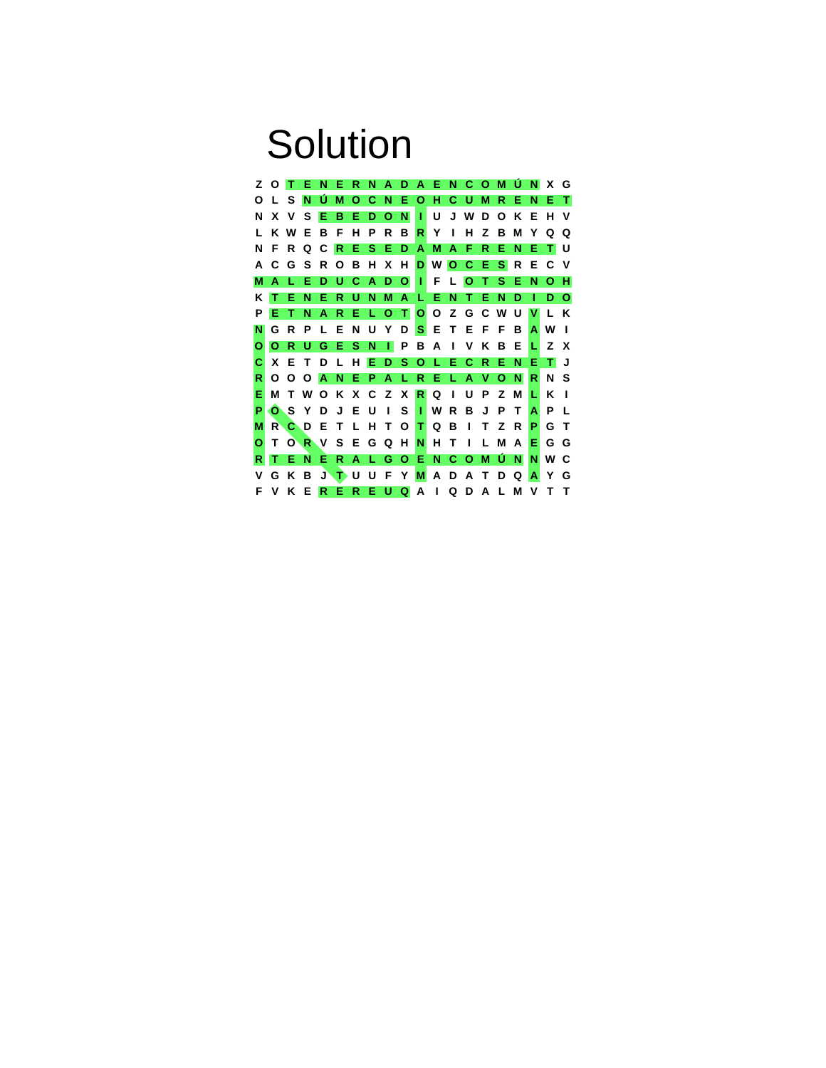# Solution

| | | | | | | | | | | | | | | | | | | | |
|---|---|---|---|---|---|---|---|---|---|---|---|---|---|---|---|---|---|---|---|
| Z | O | T | E | N | E | R | N | A | D | A | E | N | C | O | M | Ú | N | X | G |
| O | L | S | N | Ú | M | O | C | N | E | O | H | C | U | M | R | E | N | E | T |
| N | X | V | S | E | B | E | D | O | N | I | U | J | W | D | O | K | E | H | V |
| L | K | W | E | B | F | H | P | R | B | R | Y | I | H | Z | B | M | Y | Q | Q |
| N | F | R | Q | C | R | E | S | E | D | A | M | A | F | R | E | N | E | T | U |
| A | C | G | S | R | O | B | H | X | H | D | W | O | C | E | S | R | E | C | V |
| M | A | L | E | D | U | C | A | D | O | I | F | L | O | T | S | E | N | O | H |
| K | T | E | N | E | R | U | N | M | A | L | E | N | T | E | N | D | I | D | O |
| P | E | T | N | A | R | E | L | O | T | O | O | Z | G | C | W | U | V | L | K |
| N | G | R | P | L | E | N | U | Y | D | S | E | T | E | F | F | B | A | W | I |
| O | O | R | U | G | E | S | N | I | P | B | A | I | V | K | B | E | L | Z | X |
| C | X | E | T | D | L | H | E | D | S | O | L | E | C | R | E | N | E | T | J |
| R | O | O | O | A | N | E | P | A | L | R | E | L | A | V | O | N | R | N | S |
| E | M | T | W | O | K | X | C | Z | X | R | Q | I | U | P | Z | M | L | K | I |
| P | O | S | Y | D | J | E | U | I | S | I | W | R | B | J | P | T | A | P | L |
| M | R | C | D | E | T | L | H | T | O | T | Q | B | I | T | Z | R | P | G | T |
| O | T | O | R | V | S | E | G | Q | H | N | H | T | I | L | M | A | E | G | G |
| R | T | E | N | E | R | A | L | G | O | E | N | C | O | M | Ú | N | N | W | C |
| V | G | K | B | J | T | U | U | F | Y | M | A | D | A | T | D | Q | A | Y | G |
| F | V | K | E | R | E | R | E | U | Q | A | I | Q | D | A | L | M | V | T | T |